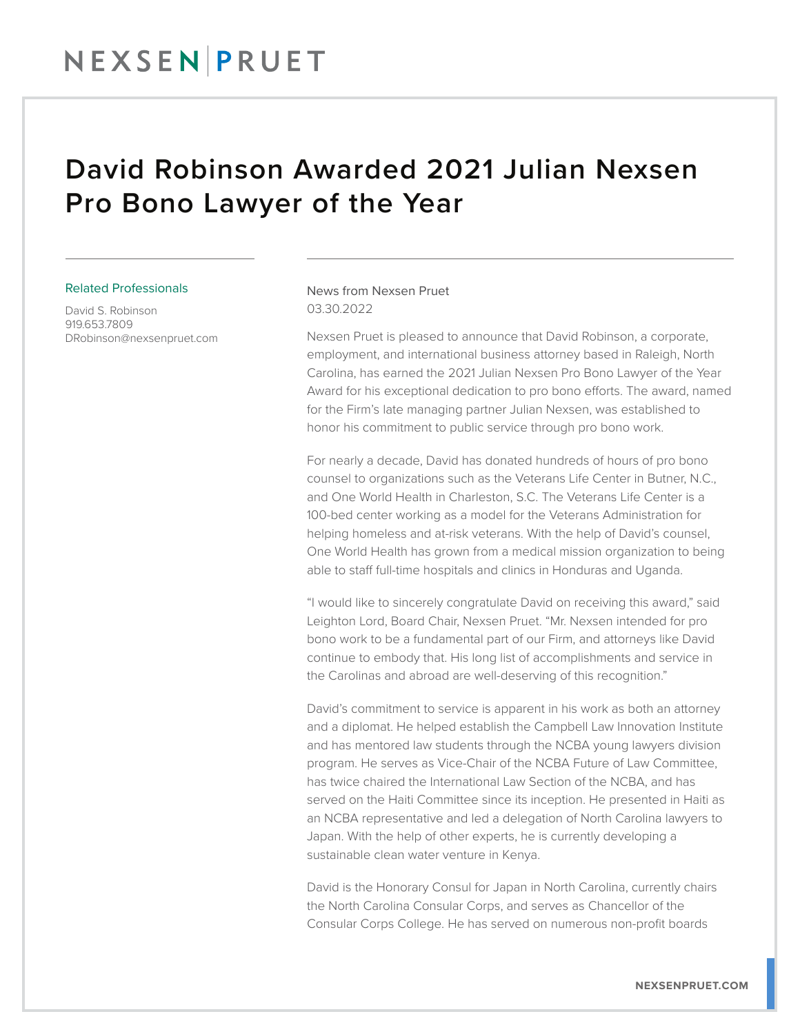# David Robinson Awarded 2021 Julian Nexsen Pro Bono Lawyer of the Year

**Related Professionals**

David S. Robinson
919.653.7809
DRobinson@nexsenpruet.com

News from Nexsen Pruet
03.30.2022

Nexsen Pruet is pleased to announce that David Robinson, a corporate, employment, and international business attorney based in Raleigh, North Carolina, has earned the 2021 Julian Nexsen Pro Bono Lawyer of the Year Award for his exceptional dedication to pro bono efforts. The award, named for the Firm's late managing partner Julian Nexsen, was established to honor his commitment to public service through pro bono work.

For nearly a decade, David has donated hundreds of hours of pro bono counsel to organizations such as the Veterans Life Center in Butner, N.C., and One World Health in Charleston, S.C. The Veterans Life Center is a 100-bed center working as a model for the Veterans Administration for helping homeless and at-risk veterans. With the help of David's counsel, One World Health has grown from a medical mission organization to being able to staff full-time hospitals and clinics in Honduras and Uganda.

"I would like to sincerely congratulate David on receiving this award," said Leighton Lord, Board Chair, Nexsen Pruet. "Mr. Nexsen intended for pro bono work to be a fundamental part of our Firm, and attorneys like David continue to embody that. His long list of accomplishments and service in the Carolinas and abroad are well-deserving of this recognition."

David's commitment to service is apparent in his work as both an attorney and a diplomat. He helped establish the Campbell Law Innovation Institute and has mentored law students through the NCBA young lawyers division program. He serves as Vice-Chair of the NCBA Future of Law Committee, has twice chaired the International Law Section of the NCBA, and has served on the Haiti Committee since its inception. He presented in Haiti as an NCBA representative and led a delegation of North Carolina lawyers to Japan. With the help of other experts, he is currently developing a sustainable clean water venture in Kenya.

David is the Honorary Consul for Japan in North Carolina, currently chairs the North Carolina Consular Corps, and serves as Chancellor of the Consular Corps College. He has served on numerous non-profit boards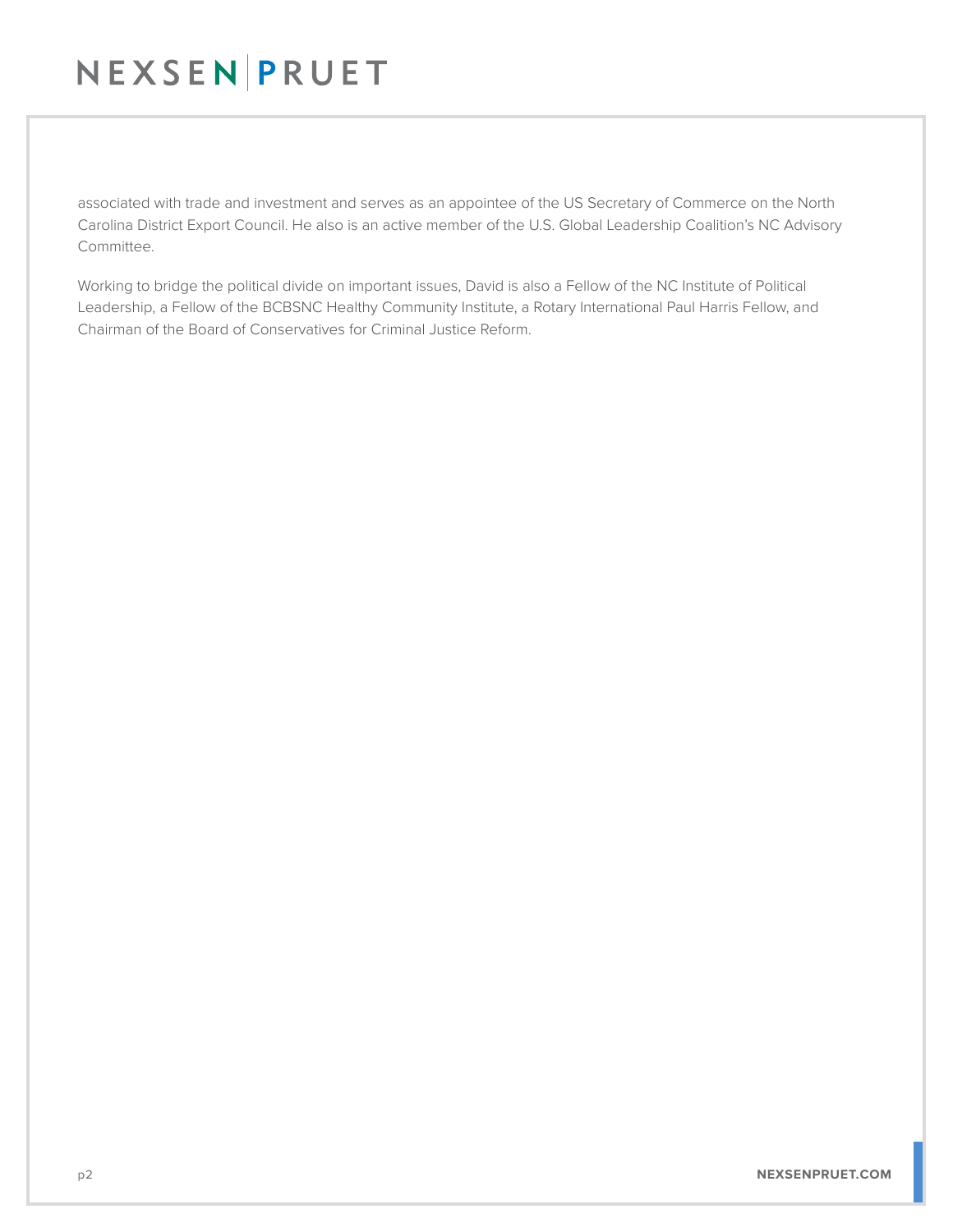associated with trade and investment and serves as an appointee of the US Secretary of Commerce on the North Carolina District Export Council. He also is an active member of the U.S. Global Leadership Coalition's NC Advisory Committee.

Working to bridge the political divide on important issues, David is also a Fellow of the NC Institute of Political Leadership, a Fellow of the BCBSNC Healthy Community Institute, a Rotary International Paul Harris Fellow, and Chairman of the Board of Conservatives for Criminal Justice Reform.